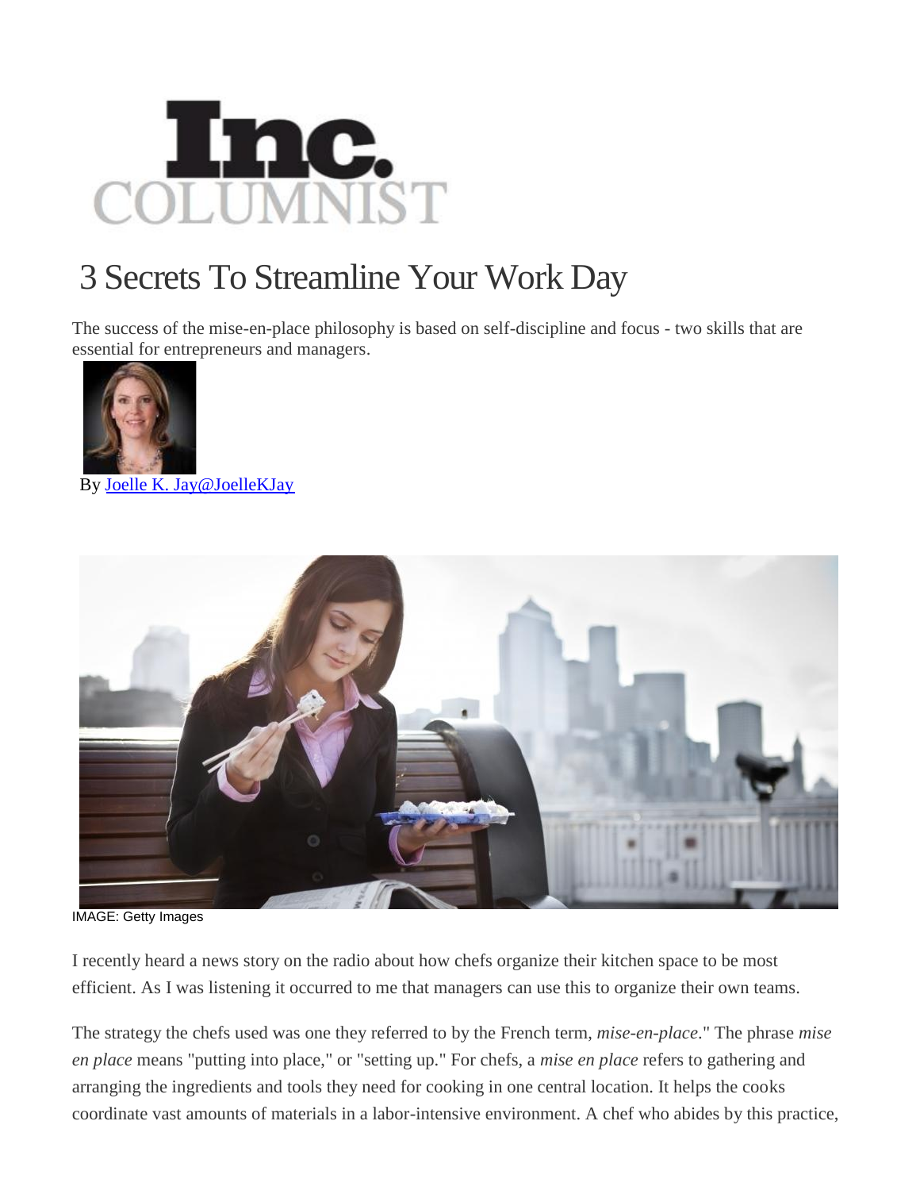Inc. COLUMNIST

# 3 Secrets To Streamline Your Work Day

The success of the mise-en-place philosophy is based on self-discipline and focus - two skills that are essential for entrepreneurs and managers.

By [Joelle K. Jay@JoelleKJay]

IMAGE: Getty Images

I recently heard a news story on the radio about how chefs organize their kitchen space to be most efficient. As I was listening it occurred to me that managers can use this to organize their own teams.

The strategy the chefs used was one they referred to by the French term, *mise-en-place*." The phrase *mise en place* means "putting into place," or "setting up." For chefs, a *mise en place* refers to gathering and arranging the ingredients and tools they need for cooking in one central location. It helps the cooks coordinate vast amounts of materials in a labor-intensive environment. A chef who abides by this practice,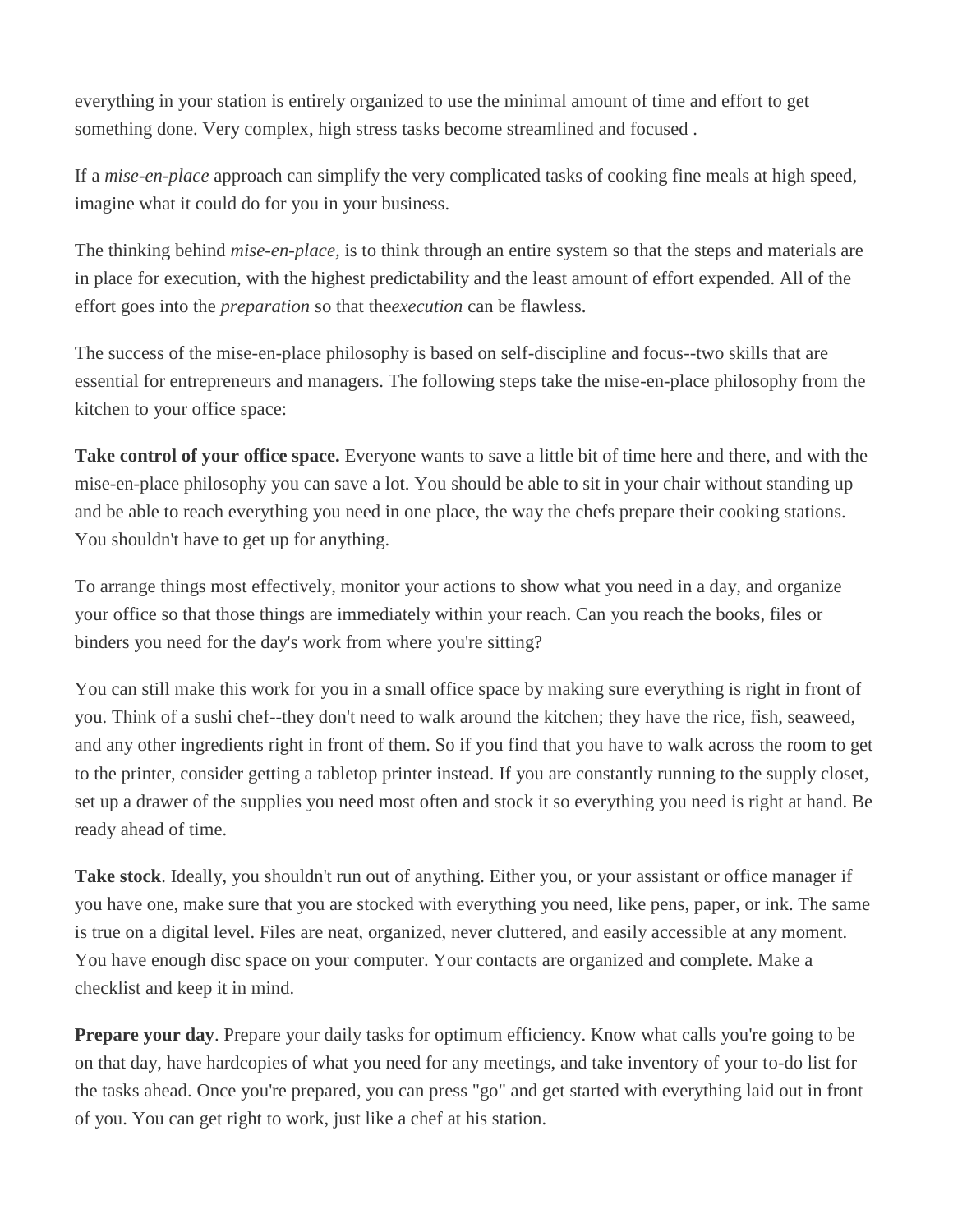everything in your station is entirely organized to use the minimal amount of time and effort to get something done. Very complex, high stress tasks become streamlined and focused .

If a *mise-en-place* approach can simplify the very complicated tasks of cooking fine meals at high speed, imagine what it could do for you in your business.

The thinking behind *mise-en-place,* is to think through an entire system so that the steps and materials are in place for execution, with the highest predictability and the least amount of effort expended. All of the effort goes into the *preparation* so that the*execution* can be flawless.

The success of the mise-en-place philosophy is based on self-discipline and focus--two skills that are essential for entrepreneurs and managers. The following steps take the mise-en-place philosophy from the kitchen to your office space:

**Take control of your office space.** Everyone wants to save a little bit of time here and there, and with the mise-en-place philosophy you can save a lot. You should be able to sit in your chair without standing up and be able to reach everything you need in one place, the way the chefs prepare their cooking stations. You shouldn't have to get up for anything.

To arrange things most effectively, monitor your actions to show what you need in a day, and organize your office so that those things are immediately within your reach. Can you reach the books, files or binders you need for the day's work from where you're sitting?

You can still make this work for you in a small office space by making sure everything is right in front of you. Think of a sushi chef--they don't need to walk around the kitchen; they have the rice, fish, seaweed, and any other ingredients right in front of them. So if you find that you have to walk across the room to get to the printer, consider getting a tabletop printer instead. If you are constantly running to the supply closet, set up a drawer of the supplies you need most often and stock it so everything you need is right at hand. Be ready ahead of time.

**Take stock**. Ideally, you shouldn't run out of anything. Either you, or your assistant or office manager if you have one, make sure that you are stocked with everything you need, like pens, paper, or ink. The same is true on a digital level. Files are neat, organized, never cluttered, and easily accessible at any moment. You have enough disc space on your computer. Your contacts are organized and complete. Make a checklist and keep it in mind.

**Prepare your day**. Prepare your daily tasks for optimum efficiency. Know what calls you're going to be on that day, have hardcopies of what you need for any meetings, and take inventory of your to-do list for the tasks ahead. Once you're prepared, you can press "go" and get started with everything laid out in front of you. You can get right to work, just like a chef at his station.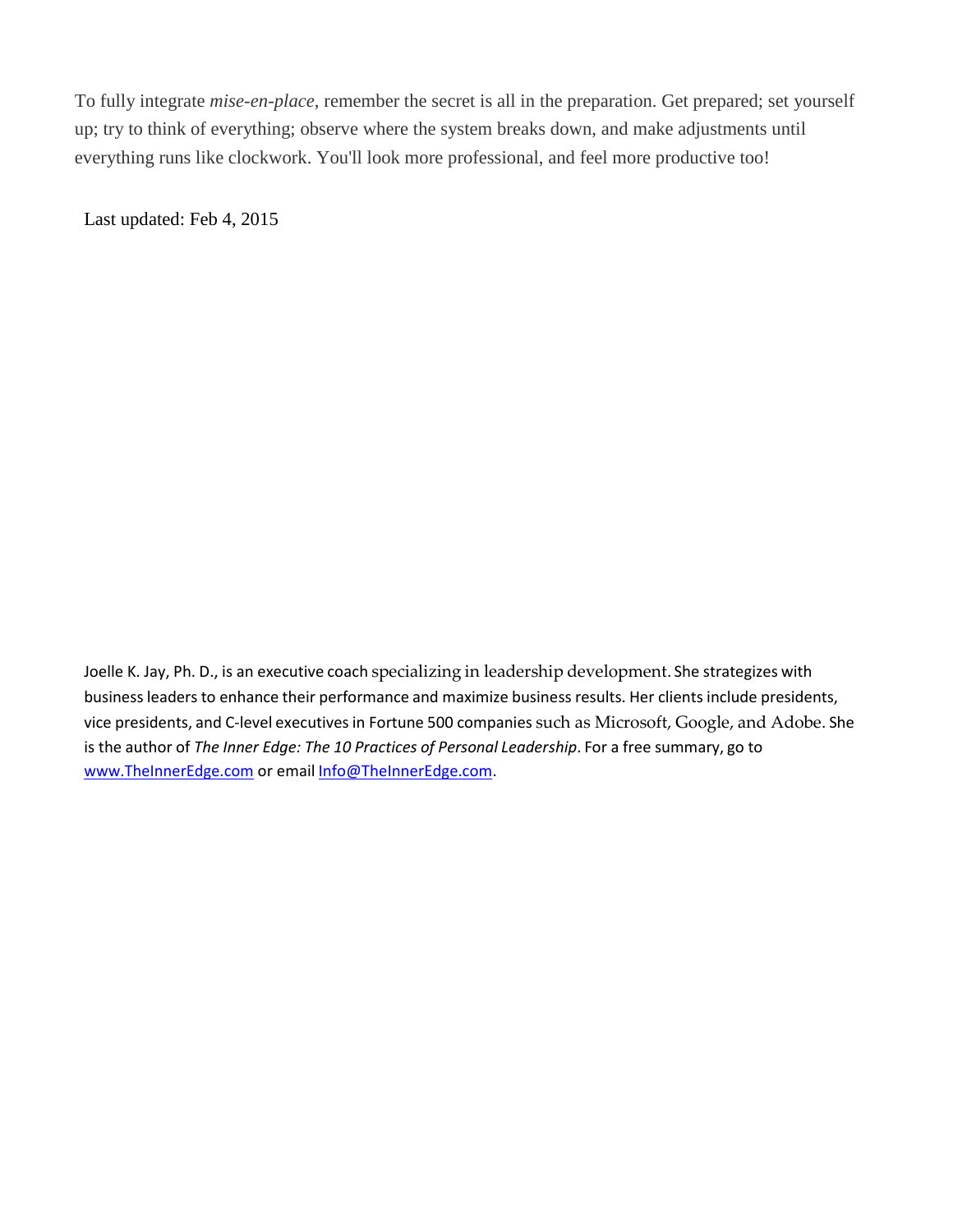To fully integrate *mise-en-place*, remember the secret is all in the preparation. Get prepared; set yourself up; try to think of everything; observe where the system breaks down, and make adjustments until everything runs like clockwork. You'll look more professional, and feel more productive too!

Last updated: Feb 4, 2015

Joelle K. Jay, Ph. D., is an executive coach specializing in leadership development. She strategizes with business leaders to enhance their performance and maximize business results. Her clients include presidents, vice presidents, and C-level executives in Fortune 500 companies such as Microsoft, Google, and Adobe. She is the author of *The Inner Edge: The 10 Practices of Personal Leadership*. For a free summary, go to [www.TheInnerEdge.com](http://www.TheInnerEdge.com) or email [Info@TheInnerEdge.com](mailto:Info@TheInnerEdge.com).